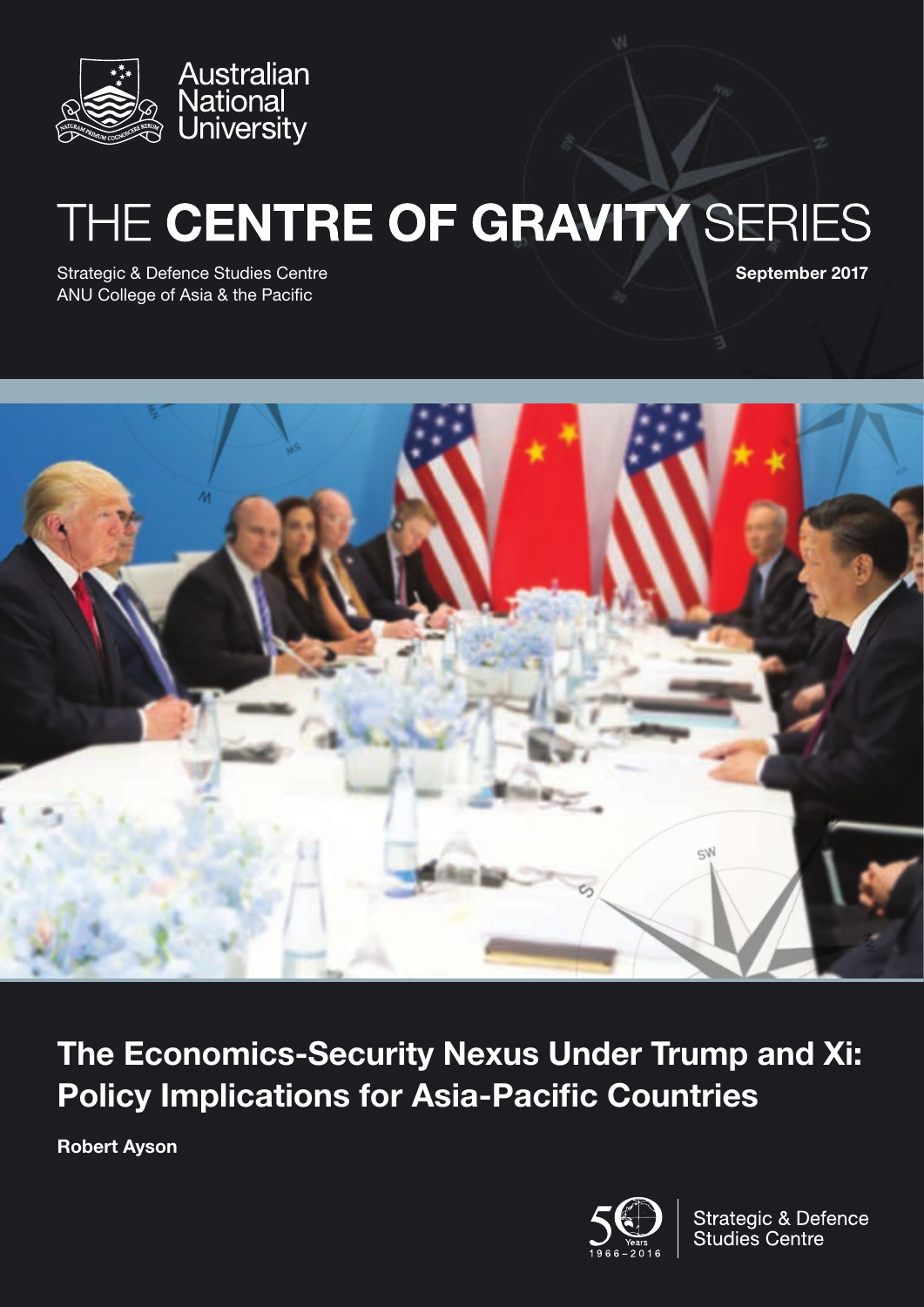Australian National University

# THE **CENTRE OF GRAVITY** SERIES

Strategic & Defence Studies Centre
ANU College of Asia & the Pacific

**September 2017**

## The Economics-Security Nexus Under Trump and Xi: Policy Implications for Asia-Pacific Countries

**Robert Ayson**

50 Years 1966–2016

Strategic & Defence Studies Centre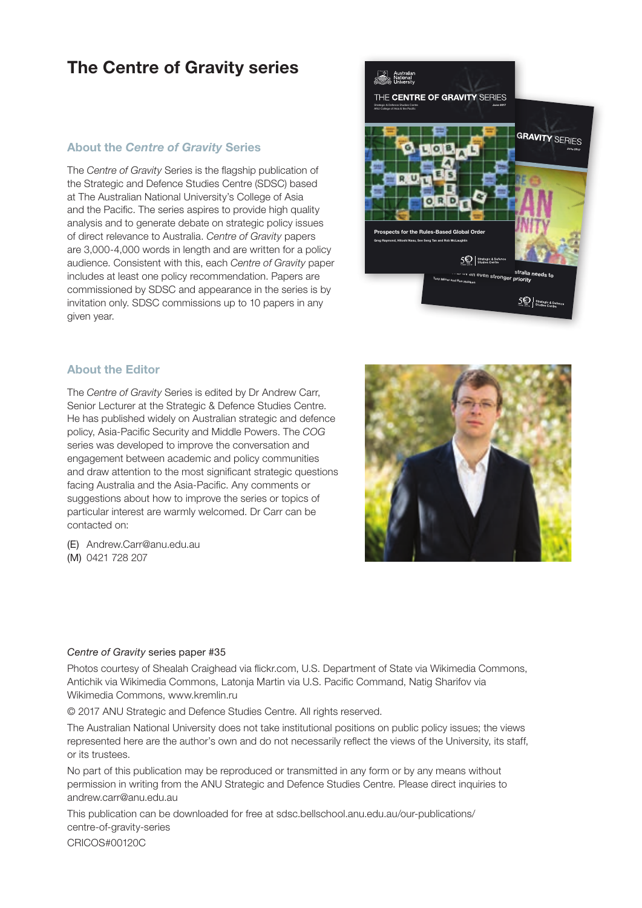# The Centre of Gravity series

## About the *Centre of Gravity* Series

The *Centre of Gravity* Series is the flagship publication of the Strategic and Defence Studies Centre (SDSC) based at The Australian National University's College of Asia and the Pacific. The series aspires to provide high quality analysis and to generate debate on strategic policy issues of direct relevance to Australia. *Centre of Gravity* papers are 3,000-4,000 words in length and are written for a policy audience. Consistent with this, each *Centre of Gravity* paper includes at least one policy recommendation. Papers are commissioned by SDSC and appearance in the series is by invitation only. SDSC commissions up to 10 papers in any given year.

## About the Editor

The *Centre of Gravity* Series is edited by Dr Andrew Carr, Senior Lecturer at the Strategic & Defence Studies Centre. He has published widely on Australian strategic and defence policy, Asia-Pacific Security and Middle Powers. The *COG* series was developed to improve the conversation and engagement between academic and policy communities and draw attention to the most significant strategic questions facing Australia and the Asia-Pacific. Any comments or suggestions about how to improve the series or topics of particular interest are warmly welcomed. Dr Carr can be contacted on:

(E) Andrew.Carr@anu.edu.au
(M) 0421 728 207

*Centre of Gravity* series paper #35

Photos courtesy of Shealah Craighead via flickr.com, U.S. Department of State via Wikimedia Commons, Antichik via Wikimedia Commons, Latonja Martin via U.S. Pacific Command, Natig Sharifov via Wikimedia Commons, www.kremlin.ru

© 2017 ANU Strategic and Defence Studies Centre. All rights reserved.

The Australian National University does not take institutional positions on public policy issues; the views represented here are the author's own and do not necessarily reflect the views of the University, its staff, or its trustees.

No part of this publication may be reproduced or transmitted in any form or by any means without permission in writing from the ANU Strategic and Defence Studies Centre. Please direct inquiries to andrew.carr@anu.edu.au

This publication can be downloaded for free at sdsc.bellschool.anu.edu.au/our-publications/centre-of-gravity-series

CRICOS#00120C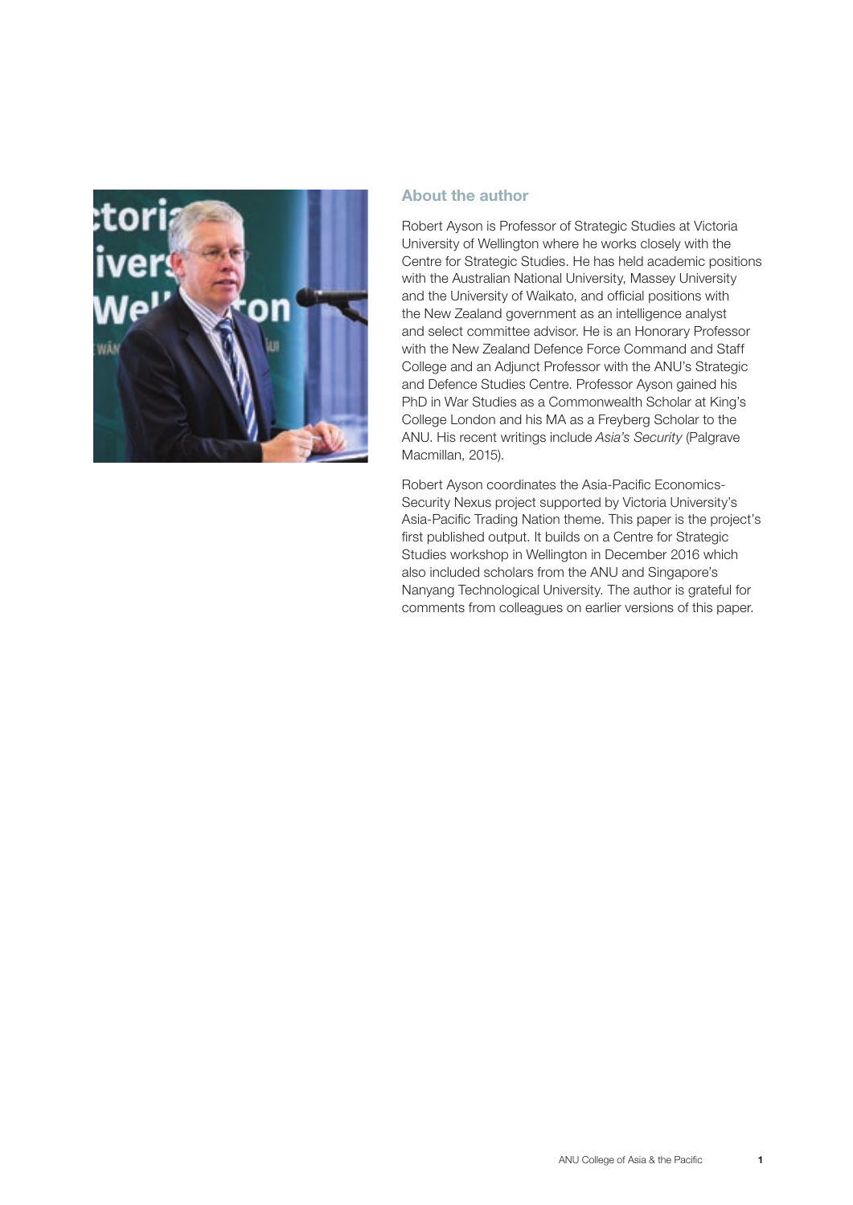## About the author

Robert Ayson is Professor of Strategic Studies at Victoria University of Wellington where he works closely with the Centre for Strategic Studies. He has held academic positions with the Australian National University, Massey University and the University of Waikato, and official positions with the New Zealand government as an intelligence analyst and select committee advisor. He is an Honorary Professor with the New Zealand Defence Force Command and Staff College and an Adjunct Professor with the ANU's Strategic and Defence Studies Centre. Professor Ayson gained his PhD in War Studies as a Commonwealth Scholar at King's College London and his MA as a Freyberg Scholar to the ANU. His recent writings include *Asia's Security* (Palgrave Macmillan, 2015).

Robert Ayson coordinates the Asia-Pacific Economics-Security Nexus project supported by Victoria University's Asia-Pacific Trading Nation theme. This paper is the project's first published output. It builds on a Centre for Strategic Studies workshop in Wellington in December 2016 which also included scholars from the ANU and Singapore's Nanyang Technological University. The author is grateful for comments from colleagues on earlier versions of this paper.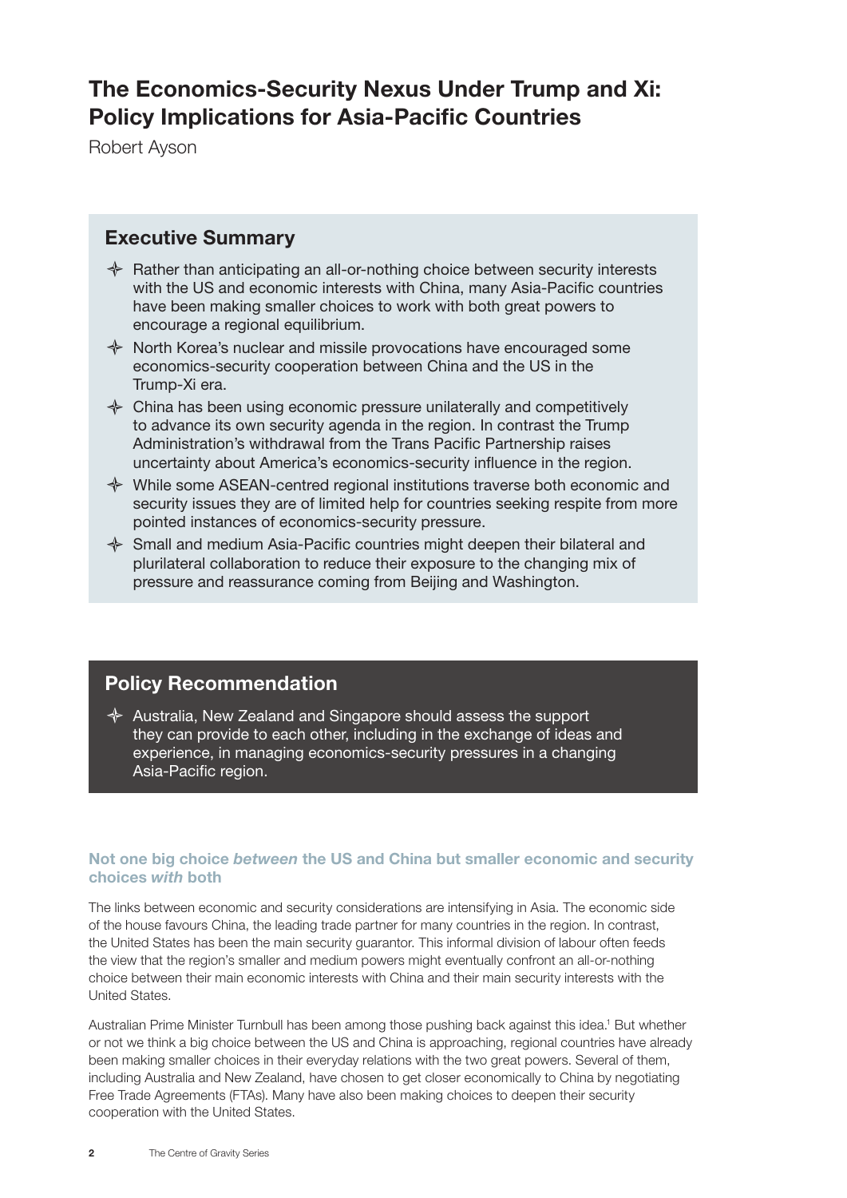# The Economics-Security Nexus Under Trump and Xi: Policy Implications for Asia-Pacific Countries

Robert Ayson

## Executive Summary

- Rather than anticipating an all-or-nothing choice between security interests with the US and economic interests with China, many Asia-Pacific countries have been making smaller choices to work with both great powers to encourage a regional equilibrium.
- North Korea's nuclear and missile provocations have encouraged some economics-security cooperation between China and the US in the Trump-Xi era.
- China has been using economic pressure unilaterally and competitively to advance its own security agenda in the region. In contrast the Trump Administration's withdrawal from the Trans Pacific Partnership raises uncertainty about America's economics-security influence in the region.
- While some ASEAN-centred regional institutions traverse both economic and security issues they are of limited help for countries seeking respite from more pointed instances of economics-security pressure.
- Small and medium Asia-Pacific countries might deepen their bilateral and plurilateral collaboration to reduce their exposure to the changing mix of pressure and reassurance coming from Beijing and Washington.

## Policy Recommendation

- Australia, New Zealand and Singapore should assess the support they can provide to each other, including in the exchange of ideas and experience, in managing economics-security pressures in a changing Asia-Pacific region.

### Not one big choice *between* the US and China but smaller economic and security choices *with* both

The links between economic and security considerations are intensifying in Asia. The economic side of the house favours China, the leading trade partner for many countries in the region. In contrast, the United States has been the main security guarantor. This informal division of labour often feeds the view that the region's smaller and medium powers might eventually confront an all-or-nothing choice between their main economic interests with China and their main security interests with the United States.

Australian Prime Minister Turnbull has been among those pushing back against this idea.[1] But whether or not we think a big choice between the US and China is approaching, regional countries have already been making smaller choices in their everyday relations with the two great powers. Several of them, including Australia and New Zealand, have chosen to get closer economically to China by negotiating Free Trade Agreements (FTAs). Many have also been making choices to deepen their security cooperation with the United States.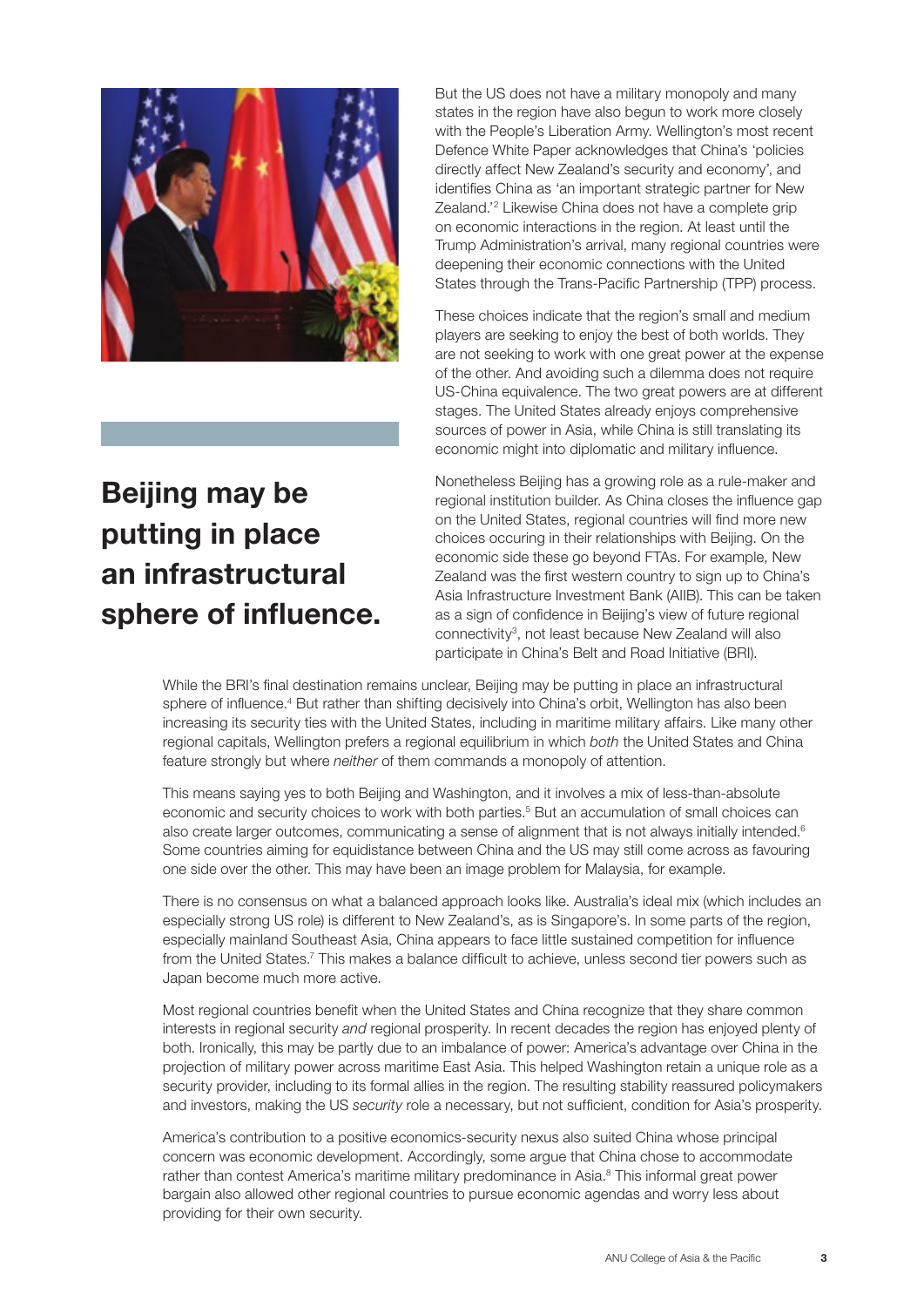**Beijing may be putting in place an infrastructural sphere of influence.**

But the US does not have a military monopoly and many states in the region have also begun to work more closely with the People's Liberation Army. Wellington's most recent Defence White Paper acknowledges that China's 'policies directly affect New Zealand's security and economy', and identifies China as 'an important strategic partner for New Zealand.'[2] Likewise China does not have a complete grip on economic interactions in the region. At least until the Trump Administration's arrival, many regional countries were deepening their economic connections with the United States through the Trans-Pacific Partnership (TPP) process.

These choices indicate that the region's small and medium players are seeking to enjoy the best of both worlds. They are not seeking to work with one great power at the expense of the other. And avoiding such a dilemma does not require US-China equivalence. The two great powers are at different stages. The United States already enjoys comprehensive sources of power in Asia, while China is still translating its economic might into diplomatic and military influence.

Nonetheless Beijing has a growing role as a rule-maker and regional institution builder. As China closes the influence gap on the United States, regional countries will find more new choices occuring in their relationships with Beijing. On the economic side these go beyond FTAs. For example, New Zealand was the first western country to sign up to China's Asia Infrastructure Investment Bank (AIIB). This can be taken as a sign of confidence in Beijing's view of future regional connectivity[3], not least because New Zealand will also participate in China's Belt and Road Initiative (BRI).

While the BRI's final destination remains unclear, Beijing may be putting in place an infrastructural sphere of influence.[4] But rather than shifting decisively into China's orbit, Wellington has also been increasing its security ties with the United States, including in maritime military affairs. Like many other regional capitals, Wellington prefers a regional equilibrium in which *both* the United States and China feature strongly but where *neither* of them commands a monopoly of attention.

This means saying yes to both Beijing and Washington, and it involves a mix of less-than-absolute economic and security choices to work with both parties.[5] But an accumulation of small choices can also create larger outcomes, communicating a sense of alignment that is not always initially intended.[6] Some countries aiming for equidistance between China and the US may still come across as favouring one side over the other. This may have been an image problem for Malaysia, for example.

There is no consensus on what a balanced approach looks like. Australia's ideal mix (which includes an especially strong US role) is different to New Zealand's, as is Singapore's. In some parts of the region, especially mainland Southeast Asia, China appears to face little sustained competition for influence from the United States.[7] This makes a balance difficult to achieve, unless second tier powers such as Japan become much more active.

Most regional countries benefit when the United States and China recognize that they share common interests in regional security *and* regional prosperity. In recent decades the region has enjoyed plenty of both. Ironically, this may be partly due to an imbalance of power: America's advantage over China in the projection of military power across maritime East Asia. This helped Washington retain a unique role as a security provider, including to its formal allies in the region. The resulting stability reassured policymakers and investors, making the US *security* role a necessary, but not sufficient, condition for Asia's prosperity.

America's contribution to a positive economics-security nexus also suited China whose principal concern was economic development. Accordingly, some argue that China chose to accommodate rather than contest America's maritime military predominance in Asia.[8] This informal great power bargain also allowed other regional countries to pursue economic agendas and worry less about providing for their own security.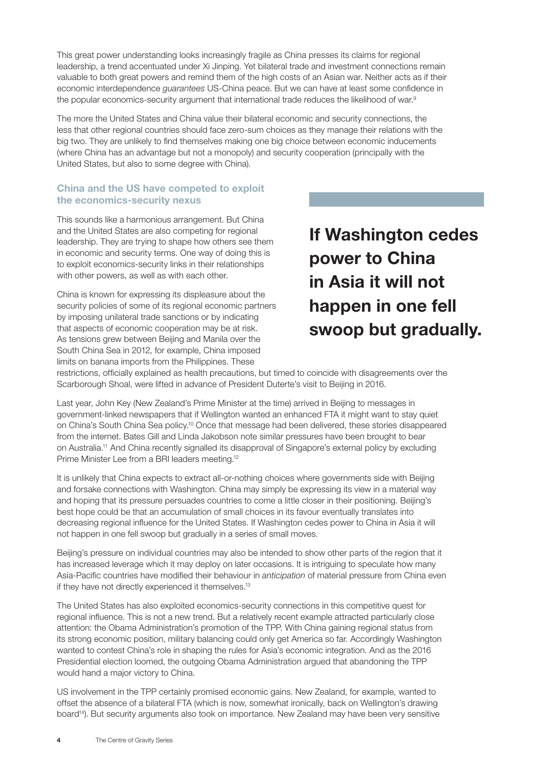This great power understanding looks increasingly fragile as China presses its claims for regional leadership, a trend accentuated under Xi Jinping. Yet bilateral trade and investment connections remain valuable to both great powers and remind them of the high costs of an Asian war. Neither acts as if their economic interdependence *guarantees* US-China peace. But we can have at least some confidence in the popular economics-security argument that international trade reduces the likelihood of war.[9]

The more the United States and China value their bilateral economic and security connections, the less that other regional countries should face zero-sum choices as they manage their relations with the big two. They are unlikely to find themselves making one big choice between economic inducements (where China has an advantage but not a monopoly) and security cooperation (principally with the United States, but also to some degree with China).

### China and the US have competed to exploit the economics-security nexus

This sounds like a harmonious arrangement. But China and the United States are also competing for regional leadership. They are trying to shape how others see them in economic and security terms. One way of doing this is to exploit economics-security links in their relationships with other powers, as well as with each other.

**If Washington cedes power to China in Asia it will not happen in one fell swoop but gradually.**

China is known for expressing its displeasure about the security policies of some of its regional economic partners by imposing unilateral trade sanctions or by indicating that aspects of economic cooperation may be at risk. As tensions grew between Beijing and Manila over the South China Sea in 2012, for example, China imposed limits on banana imports from the Philippines. These restrictions, officially explained as health precautions, but timed to coincide with disagreements over the Scarborough Shoal, were lifted in advance of President Duterte's visit to Beijing in 2016.

Last year, John Key (New Zealand's Prime Minister at the time) arrived in Beijing to messages in government-linked newspapers that if Wellington wanted an enhanced FTA it might want to stay quiet on China's South China Sea policy.[10] Once that message had been delivered, these stories disappeared from the internet. Bates Gill and Linda Jakobson note similar pressures have been brought to bear on Australia.[11] And China recently signalled its disapproval of Singapore's external policy by excluding Prime Minister Lee from a BRI leaders meeting.[12]

It is unlikely that China expects to extract all-or-nothing choices where governments side with Beijing and forsake connections with Washington. China may simply be expressing its view in a material way and hoping that its pressure persuades countries to come a little closer in their positioning. Beijing's best hope could be that an accumulation of small choices in its favour eventually translates into decreasing regional influence for the United States. If Washington cedes power to China in Asia it will not happen in one fell swoop but gradually in a series of small moves.

Beijing's pressure on individual countries may also be intended to show other parts of the region that it has increased leverage which it may deploy on later occasions. It is intriguing to speculate how many Asia-Pacific countries have modified their behaviour in *anticipation* of material pressure from China even if they have not directly experienced it themselves.[13]

The United States has also exploited economics-security connections in this competitive quest for regional influence. This is not a new trend. But a relatively recent example attracted particularly close attention: the Obama Administration's promotion of the TPP. With China gaining regional status from its strong economic position, military balancing could only get America so far. Accordingly Washington wanted to contest China's role in shaping the rules for Asia's economic integration. And as the 2016 Presidential election loomed, the outgoing Obama Administration argued that abandoning the TPP would hand a major victory to China.

US involvement in the TPP certainly promised economic gains. New Zealand, for example, wanted to offset the absence of a bilateral FTA (which is now, somewhat ironically, back on Wellington's drawing board[14]). But security arguments also took on importance. New Zealand may have been very sensitive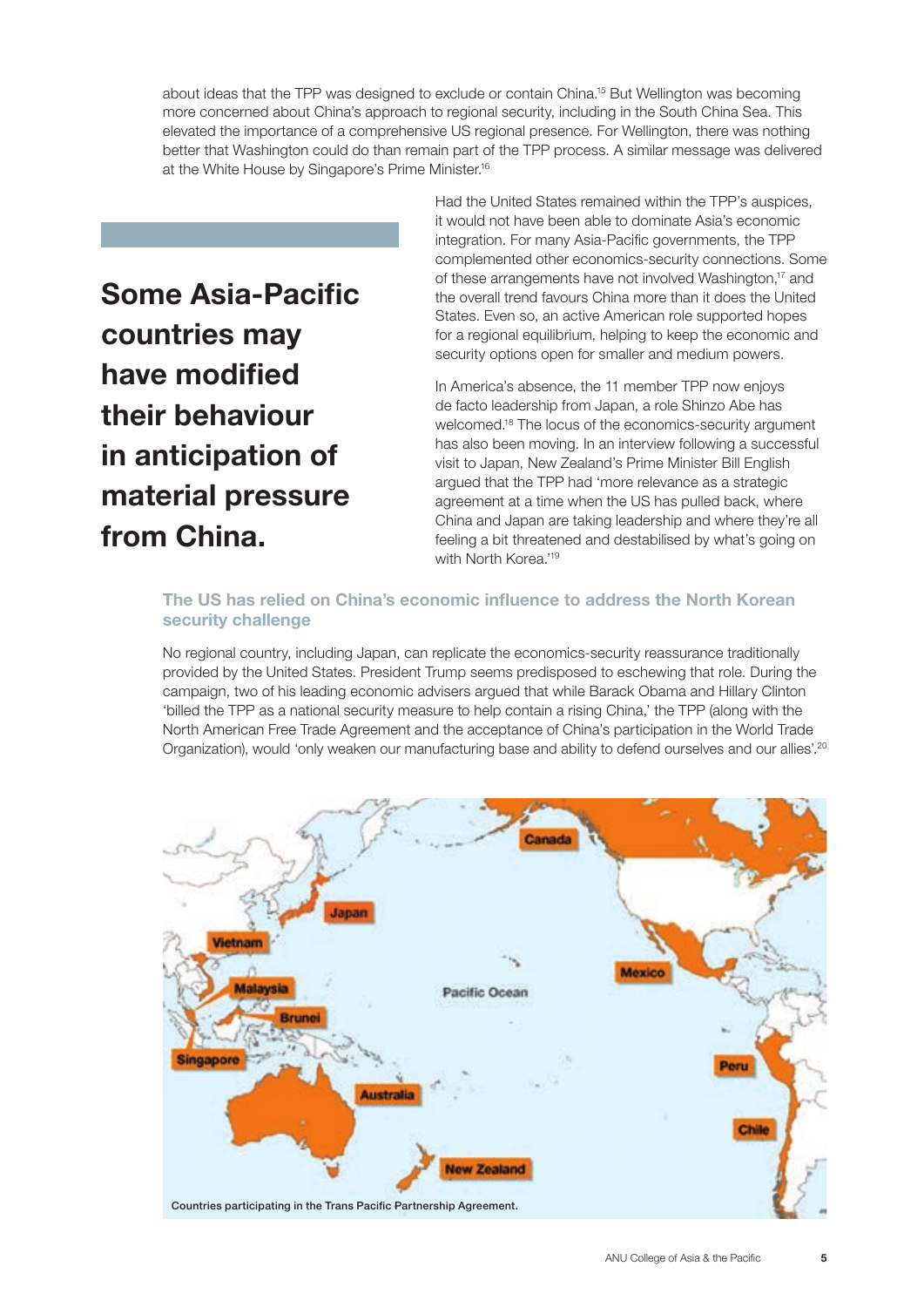about ideas that the TPP was designed to exclude or contain China.[15] But Wellington was becoming more concerned about China's approach to regional security, including in the South China Sea. This elevated the importance of a comprehensive US regional presence. For Wellington, there was nothing better that Washington could do than remain part of the TPP process. A similar message was delivered at the White House by Singapore's Prime Minister.[16]

**Some Asia-Pacific countries may have modified their behaviour in anticipation of material pressure from China.**

Had the United States remained within the TPP's auspices, it would not have been able to dominate Asia's economic integration. For many Asia-Pacific governments, the TPP complemented other economics-security connections. Some of these arrangements have not involved Washington,[17] and the overall trend favours China more than it does the United States. Even so, an active American role supported hopes for a regional equilibrium, helping to keep the economic and security options open for smaller and medium powers.

In America's absence, the 11 member TPP now enjoys de facto leadership from Japan, a role Shinzo Abe has welcomed.[18] The locus of the economics-security argument has also been moving. In an interview following a successful visit to Japan, New Zealand's Prime Minister Bill English argued that the TPP had 'more relevance as a strategic agreement at a time when the US has pulled back, where China and Japan are taking leadership and where they're all feeling a bit threatened and destabilised by what's going on with North Korea.'[19]

### The US has relied on China's economic influence to address the North Korean security challenge

No regional country, including Japan, can replicate the economics-security reassurance traditionally provided by the United States. President Trump seems predisposed to eschewing that role. During the campaign, two of his leading economic advisers argued that while Barack Obama and Hillary Clinton 'billed the TPP as a national security measure to help contain a rising China,' the TPP (along with the North American Free Trade Agreement and the acceptance of China's participation in the World Trade Organization), would 'only weaken our manufacturing base and ability to defend ourselves and our allies'.[20]

Canada
Japan
Vietnam
Malaysia
Brunei
Singapore
Pacific Ocean
Mexico
Peru
Australia
Chile
New Zealand

Countries participating in the Trans Pacific Partnership Agreement.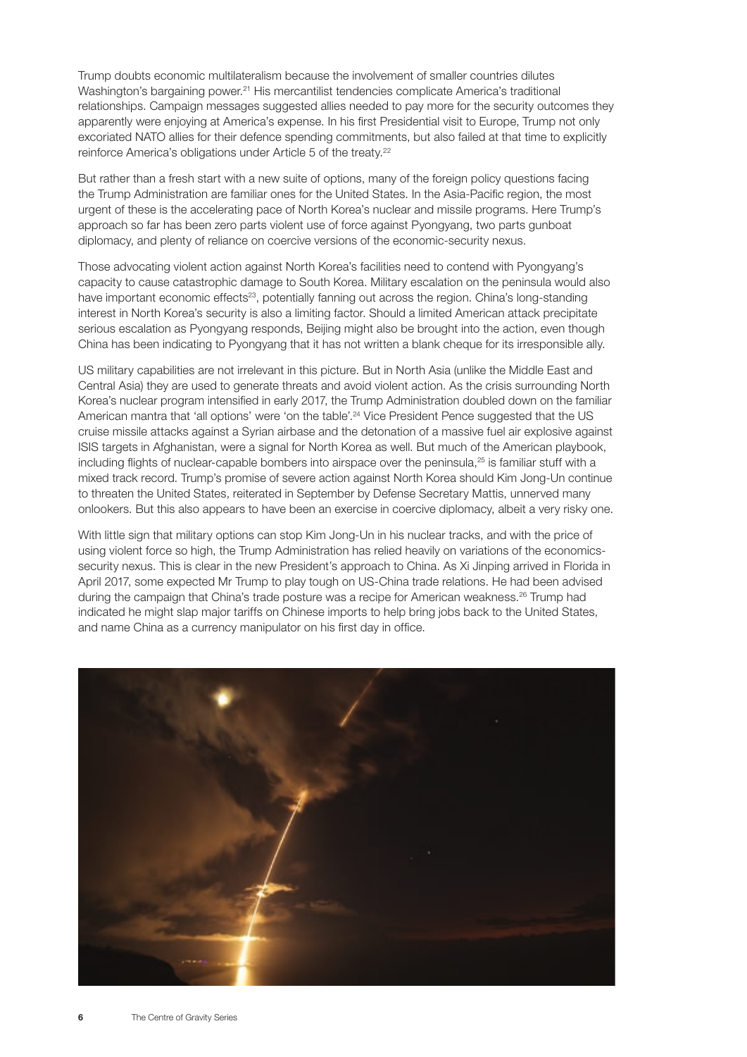Trump doubts economic multilateralism because the involvement of smaller countries dilutes Washington's bargaining power.[21] His mercantilist tendencies complicate America's traditional relationships. Campaign messages suggested allies needed to pay more for the security outcomes they apparently were enjoying at America's expense. In his first Presidential visit to Europe, Trump not only excoriated NATO allies for their defence spending commitments, but also failed at that time to explicitly reinforce America's obligations under Article 5 of the treaty.[22]

But rather than a fresh start with a new suite of options, many of the foreign policy questions facing the Trump Administration are familiar ones for the United States. In the Asia-Pacific region, the most urgent of these is the accelerating pace of North Korea's nuclear and missile programs. Here Trump's approach so far has been zero parts violent use of force against Pyongyang, two parts gunboat diplomacy, and plenty of reliance on coercive versions of the economic-security nexus.

Those advocating violent action against North Korea's facilities need to contend with Pyongyang's capacity to cause catastrophic damage to South Korea. Military escalation on the peninsula would also have important economic effects[23], potentially fanning out across the region. China's long-standing interest in North Korea's security is also a limiting factor. Should a limited American attack precipitate serious escalation as Pyongyang responds, Beijing might also be brought into the action, even though China has been indicating to Pyongyang that it has not written a blank cheque for its irresponsible ally.

US military capabilities are not irrelevant in this picture. But in North Asia (unlike the Middle East and Central Asia) they are used to generate threats and avoid violent action. As the crisis surrounding North Korea's nuclear program intensified in early 2017, the Trump Administration doubled down on the familiar American mantra that 'all options' were 'on the table'.[24] Vice President Pence suggested that the US cruise missile attacks against a Syrian airbase and the detonation of a massive fuel air explosive against ISIS targets in Afghanistan, were a signal for North Korea as well. But much of the American playbook, including flights of nuclear-capable bombers into airspace over the peninsula,[25] is familiar stuff with a mixed track record. Trump's promise of severe action against North Korea should Kim Jong-Un continue to threaten the United States, reiterated in September by Defense Secretary Mattis, unnerved many onlookers. But this also appears to have been an exercise in coercive diplomacy, albeit a very risky one.

With little sign that military options can stop Kim Jong-Un in his nuclear tracks, and with the price of using violent force so high, the Trump Administration has relied heavily on variations of the economics-security nexus. This is clear in the new President's approach to China. As Xi Jinping arrived in Florida in April 2017, some expected Mr Trump to play tough on US-China trade relations. He had been advised during the campaign that China's trade posture was a recipe for American weakness.[26] Trump had indicated he might slap major tariffs on Chinese imports to help bring jobs back to the United States, and name China as a currency manipulator on his first day in office.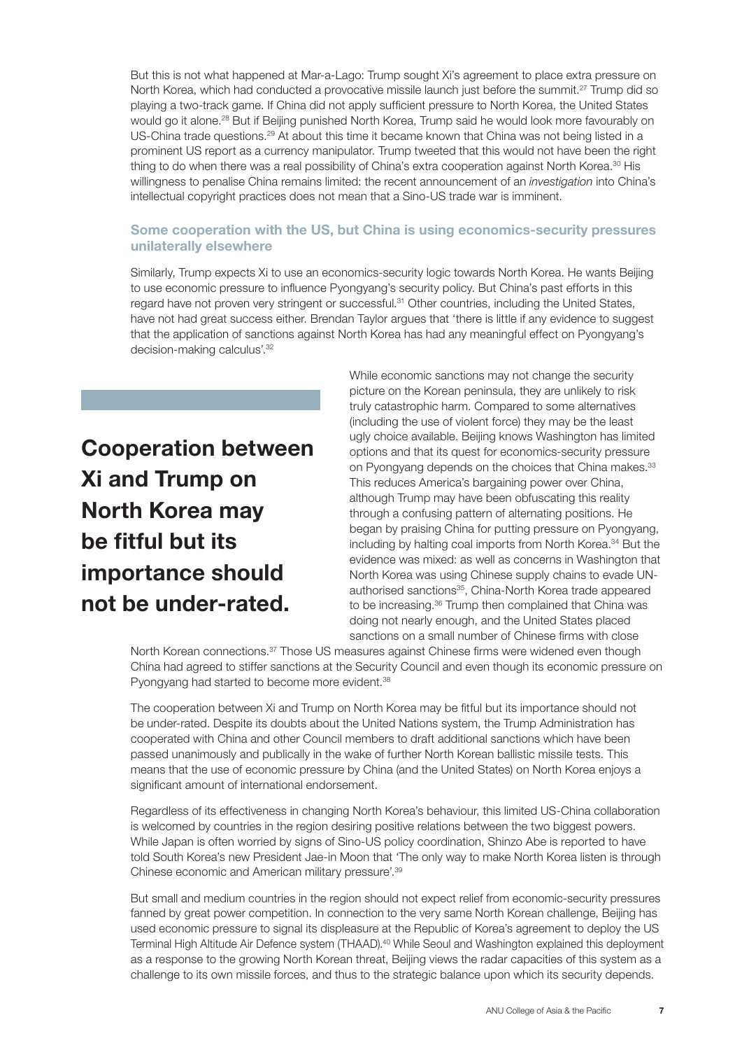But this is not what happened at Mar-a-Lago: Trump sought Xi's agreement to place extra pressure on North Korea, which had conducted a provocative missile launch just before the summit.[27] Trump did so playing a two-track game. If China did not apply sufficient pressure to North Korea, the United States would go it alone.[28] But if Beijing punished North Korea, Trump said he would look more favourably on US-China trade questions.[29] At about this time it became known that China was not being listed in a prominent US report as a currency manipulator. Trump tweeted that this would not have been the right thing to do when there was a real possibility of China's extra cooperation against North Korea.[30] His willingness to penalise China remains limited: the recent announcement of an *investigation* into China's intellectual copyright practices does not mean that a Sino-US trade war is imminent.

### Some cooperation with the US, but China is using economics-security pressures unilaterally elsewhere

Similarly, Trump expects Xi to use an economics-security logic towards North Korea. He wants Beijing to use economic pressure to influence Pyongyang's security policy. But China's past efforts in this regard have not proven very stringent or successful.[31] Other countries, including the United States, have not had great success either. Brendan Taylor argues that 'there is little if any evidence to suggest that the application of sanctions against North Korea has had any meaningful effect on Pyongyang's decision-making calculus'.[32]

**Cooperation between Xi and Trump on North Korea may be fitful but its importance should not be under-rated.**

While economic sanctions may not change the security picture on the Korean peninsula, they are unlikely to risk truly catastrophic harm. Compared to some alternatives (including the use of violent force) they may be the least ugly choice available. Beijing knows Washington has limited options and that its quest for economics-security pressure on Pyongyang depends on the choices that China makes.[33] This reduces America's bargaining power over China, although Trump may have been obfuscating this reality through a confusing pattern of alternating positions. He began by praising China for putting pressure on Pyongyang, including by halting coal imports from North Korea.[34] But the evidence was mixed: as well as concerns in Washington that North Korea was using Chinese supply chains to evade UN-authorised sanctions[35], China-North Korea trade appeared to be increasing.[36] Trump then complained that China was doing not nearly enough, and the United States placed sanctions on a small number of Chinese firms with close North Korean connections.[37] Those US measures against Chinese firms were widened even though China had agreed to stiffer sanctions at the Security Council and even though its economic pressure on Pyongyang had started to become more evident.[38]

The cooperation between Xi and Trump on North Korea may be fitful but its importance should not be under-rated. Despite its doubts about the United Nations system, the Trump Administration has cooperated with China and other Council members to draft additional sanctions which have been passed unanimously and publically in the wake of further North Korean ballistic missile tests. This means that the use of economic pressure by China (and the United States) on North Korea enjoys a significant amount of international endorsement.

Regardless of its effectiveness in changing North Korea's behaviour, this limited US-China collaboration is welcomed by countries in the region desiring positive relations between the two biggest powers. While Japan is often worried by signs of Sino-US policy coordination, Shinzo Abe is reported to have told South Korea's new President Jae-in Moon that 'The only way to make North Korea listen is through Chinese economic and American military pressure'.[39]

But small and medium countries in the region should not expect relief from economic-security pressures fanned by great power competition. In connection to the very same North Korean challenge, Beijing has used economic pressure to signal its displeasure at the Republic of Korea's agreement to deploy the US Terminal High Altitude Air Defence system (THAAD).[40] While Seoul and Washington explained this deployment as a response to the growing North Korean threat, Beijing views the radar capacities of this system as a challenge to its own missile forces, and thus to the strategic balance upon which its security depends.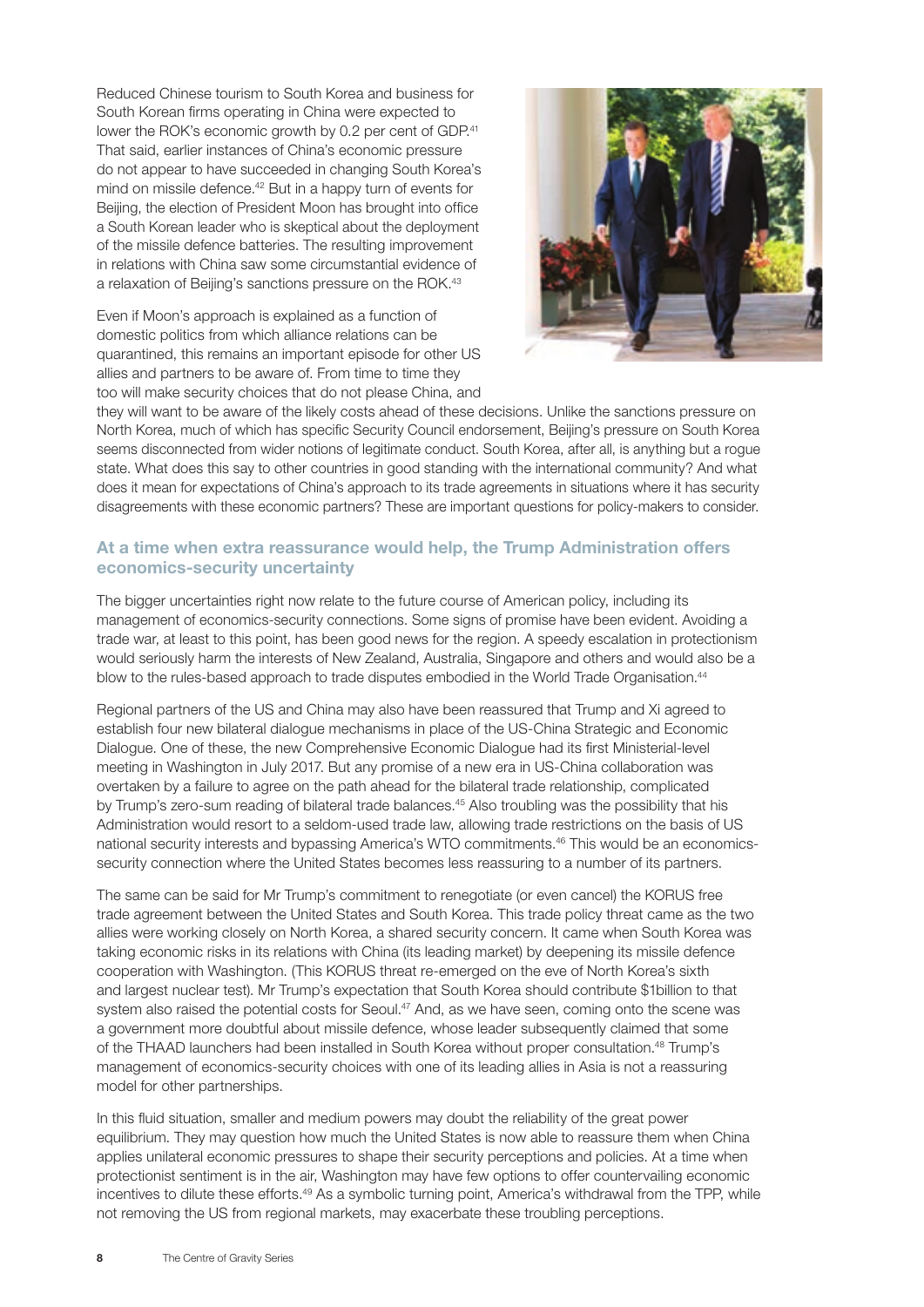Reduced Chinese tourism to South Korea and business for South Korean firms operating in China were expected to lower the ROK's economic growth by 0.2 per cent of GDP.[41] That said, earlier instances of China's economic pressure do not appear to have succeeded in changing South Korea's mind on missile defence.[42] But in a happy turn of events for Beijing, the election of President Moon has brought into office a South Korean leader who is skeptical about the deployment of the missile defence batteries. The resulting improvement in relations with China saw some circumstantial evidence of a relaxation of Beijing's sanctions pressure on the ROK.[43]

Even if Moon's approach is explained as a function of domestic politics from which alliance relations can be quarantined, this remains an important episode for other US allies and partners to be aware of. From time to time they too will make security choices that do not please China, and they will want to be aware of the likely costs ahead of these decisions. Unlike the sanctions pressure on North Korea, much of which has specific Security Council endorsement, Beijing's pressure on South Korea seems disconnected from wider notions of legitimate conduct. South Korea, after all, is anything but a rogue state. What does this say to other countries in good standing with the international community? And what does it mean for expectations of China's approach to its trade agreements in situations where it has security disagreements with these economic partners? These are important questions for policy-makers to consider.

### At a time when extra reassurance would help, the Trump Administration offers economics-security uncertainty

The bigger uncertainties right now relate to the future course of American policy, including its management of economics-security connections. Some signs of promise have been evident. Avoiding a trade war, at least to this point, has been good news for the region. A speedy escalation in protectionism would seriously harm the interests of New Zealand, Australia, Singapore and others and would also be a blow to the rules-based approach to trade disputes embodied in the World Trade Organisation.[44]

Regional partners of the US and China may also have been reassured that Trump and Xi agreed to establish four new bilateral dialogue mechanisms in place of the US-China Strategic and Economic Dialogue. One of these, the new Comprehensive Economic Dialogue had its first Ministerial-level meeting in Washington in July 2017. But any promise of a new era in US-China collaboration was overtaken by a failure to agree on the path ahead for the bilateral trade relationship, complicated by Trump's zero-sum reading of bilateral trade balances.[45] Also troubling was the possibility that his Administration would resort to a seldom-used trade law, allowing trade restrictions on the basis of US national security interests and bypassing America's WTO commitments.[46] This would be an economics-security connection where the United States becomes less reassuring to a number of its partners.

The same can be said for Mr Trump's commitment to renegotiate (or even cancel) the KORUS free trade agreement between the United States and South Korea. This trade policy threat came as the two allies were working closely on North Korea, a shared security concern. It came when South Korea was taking economic risks in its relations with China (its leading market) by deepening its missile defence cooperation with Washington. (This KORUS threat re-emerged on the eve of North Korea's sixth and largest nuclear test). Mr Trump's expectation that South Korea should contribute $1billion to that system also raised the potential costs for Seoul.[47] And, as we have seen, coming onto the scene was a government more doubtful about missile defence, whose leader subsequently claimed that some of the THAAD launchers had been installed in South Korea without proper consultation.[48] Trump's management of economics-security choices with one of its leading allies in Asia is not a reassuring model for other partnerships.

In this fluid situation, smaller and medium powers may doubt the reliability of the great power equilibrium. They may question how much the United States is now able to reassure them when China applies unilateral economic pressures to shape their security perceptions and policies. At a time when protectionist sentiment is in the air, Washington may have few options to offer countervailing economic incentives to dilute these efforts.[49] As a symbolic turning point, America's withdrawal from the TPP, while not removing the US from regional markets, may exacerbate these troubling perceptions.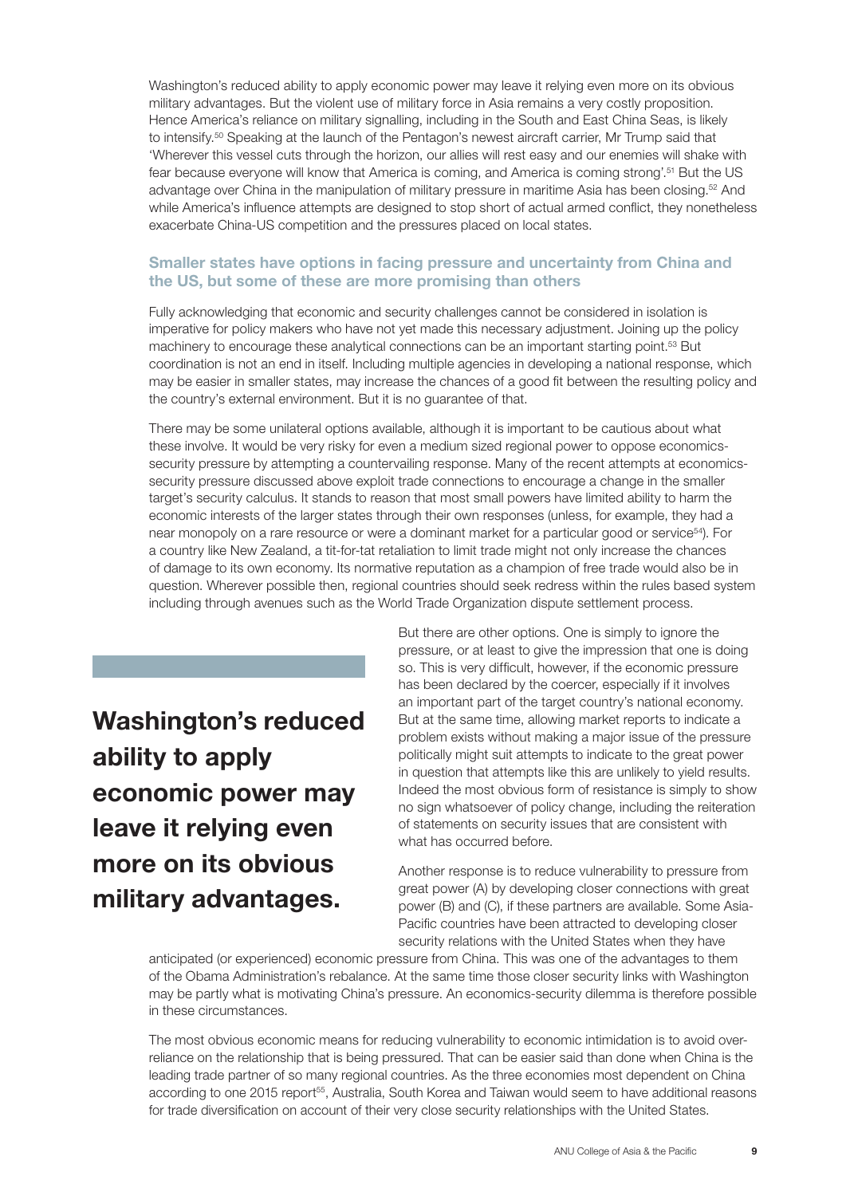Washington's reduced ability to apply economic power may leave it relying even more on its obvious military advantages. But the violent use of military force in Asia remains a very costly proposition. Hence America's reliance on military signalling, including in the South and East China Seas, is likely to intensify.[50] Speaking at the launch of the Pentagon's newest aircraft carrier, Mr Trump said that 'Wherever this vessel cuts through the horizon, our allies will rest easy and our enemies will shake with fear because everyone will know that America is coming, and America is coming strong'.[51] But the US advantage over China in the manipulation of military pressure in maritime Asia has been closing.[52] And while America's influence attempts are designed to stop short of actual armed conflict, they nonetheless exacerbate China-US competition and the pressures placed on local states.

### Smaller states have options in facing pressure and uncertainty from China and the US, but some of these are more promising than others

Fully acknowledging that economic and security challenges cannot be considered in isolation is imperative for policy makers who have not yet made this necessary adjustment. Joining up the policy machinery to encourage these analytical connections can be an important starting point.[53] But coordination is not an end in itself. Including multiple agencies in developing a national response, which may be easier in smaller states, may increase the chances of a good fit between the resulting policy and the country's external environment. But it is no guarantee of that.

There may be some unilateral options available, although it is important to be cautious about what these involve. It would be very risky for even a medium sized regional power to oppose economics-security pressure by attempting a countervailing response. Many of the recent attempts at economics-security pressure discussed above exploit trade connections to encourage a change in the smaller target's security calculus. It stands to reason that most small powers have limited ability to harm the economic interests of the larger states through their own responses (unless, for example, they had a near monopoly on a rare resource or were a dominant market for a particular good or service[54]). For a country like New Zealand, a tit-for-tat retaliation to limit trade might not only increase the chances of damage to its own economy. Its normative reputation as a champion of free trade would also be in question. Wherever possible then, regional countries should seek redress within the rules based system including through avenues such as the World Trade Organization dispute settlement process.

**Washington's reduced ability to apply economic power may leave it relying even more on its obvious military advantages.**

But there are other options. One is simply to ignore the pressure, or at least to give the impression that one is doing so. This is very difficult, however, if the economic pressure has been declared by the coercer, especially if it involves an important part of the target country's national economy. But at the same time, allowing market reports to indicate a problem exists without making a major issue of the pressure politically might suit attempts to indicate to the great power in question that attempts like this are unlikely to yield results. Indeed the most obvious form of resistance is simply to show no sign whatsoever of policy change, including the reiteration of statements on security issues that are consistent with what has occurred before.

Another response is to reduce vulnerability to pressure from great power (A) by developing closer connections with great power (B) and (C), if these partners are available. Some Asia-Pacific countries have been attracted to developing closer security relations with the United States when they have anticipated (or experienced) economic pressure from China. This was one of the advantages to them of the Obama Administration's rebalance. At the same time those closer security links with Washington may be partly what is motivating China's pressure. An economics-security dilemma is therefore possible in these circumstances.

The most obvious economic means for reducing vulnerability to economic intimidation is to avoid over-reliance on the relationship that is being pressured. That can be easier said than done when China is the leading trade partner of so many regional countries. As the three economies most dependent on China according to one 2015 report[55], Australia, South Korea and Taiwan would seem to have additional reasons for trade diversification on account of their very close security relationships with the United States.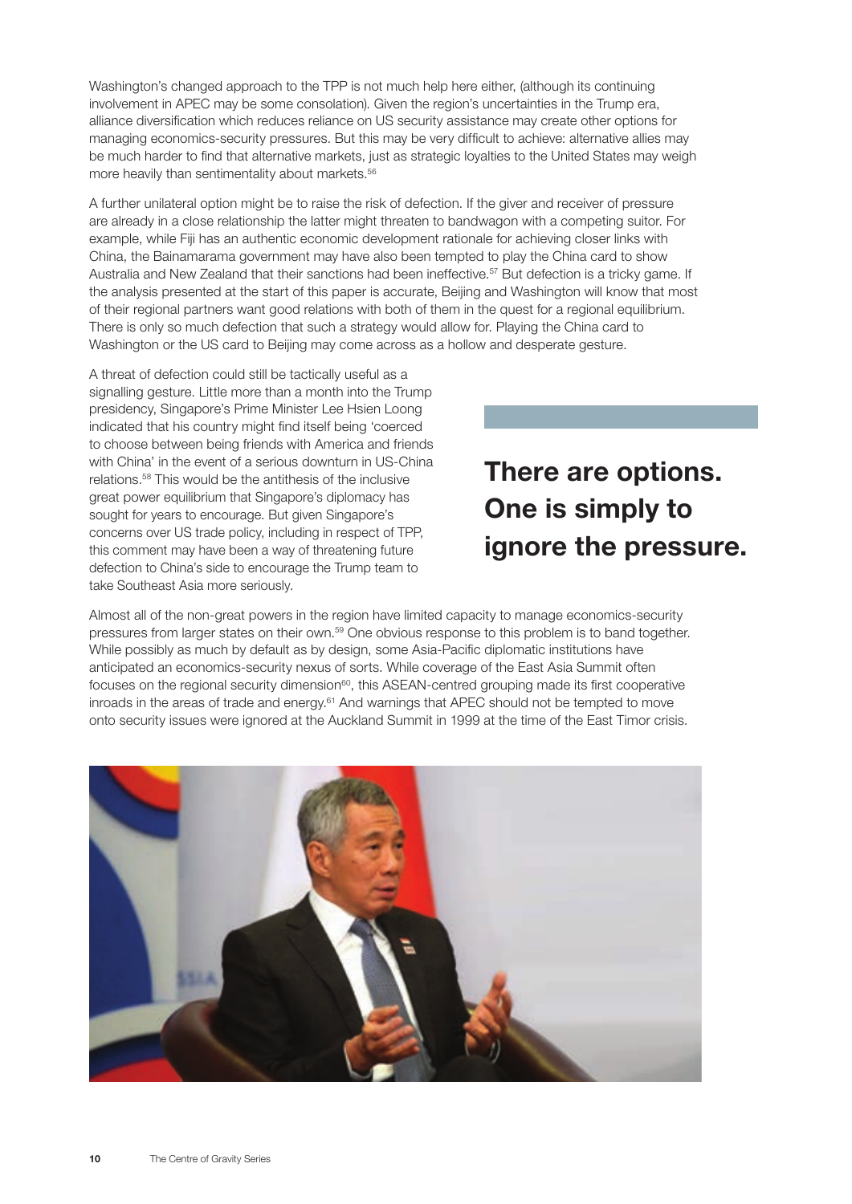Washington's changed approach to the TPP is not much help here either, (although its continuing involvement in APEC may be some consolation). Given the region's uncertainties in the Trump era, alliance diversification which reduces reliance on US security assistance may create other options for managing economics-security pressures. But this may be very difficult to achieve: alternative allies may be much harder to find that alternative markets, just as strategic loyalties to the United States may weigh more heavily than sentimentality about markets.[56]

A further unilateral option might be to raise the risk of defection. If the giver and receiver of pressure are already in a close relationship the latter might threaten to bandwagon with a competing suitor. For example, while Fiji has an authentic economic development rationale for achieving closer links with China, the Bainamarama government may have also been tempted to play the China card to show Australia and New Zealand that their sanctions had been ineffective.[57] But defection is a tricky game. If the analysis presented at the start of this paper is accurate, Beijing and Washington will know that most of their regional partners want good relations with both of them in the quest for a regional equilibrium. There is only so much defection that such a strategy would allow for. Playing the China card to Washington or the US card to Beijing may come across as a hollow and desperate gesture.

A threat of defection could still be tactically useful as a signalling gesture. Little more than a month into the Trump presidency, Singapore's Prime Minister Lee Hsien Loong indicated that his country might find itself being 'coerced to choose between being friends with America and friends with China' in the event of a serious downturn in US-China relations.[58] This would be the antithesis of the inclusive great power equilibrium that Singapore's diplomacy has sought for years to encourage. But given Singapore's concerns over US trade policy, including in respect of TPP, this comment may have been a way of threatening future defection to China's side to encourage the Trump team to take Southeast Asia more seriously.

**There are options. One is simply to ignore the pressure.**

Almost all of the non-great powers in the region have limited capacity to manage economics-security pressures from larger states on their own.[59] One obvious response to this problem is to band together. While possibly as much by default as by design, some Asia-Pacific diplomatic institutions have anticipated an economics-security nexus of sorts. While coverage of the East Asia Summit often focuses on the regional security dimension[60], this ASEAN-centred grouping made its first cooperative inroads in the areas of trade and energy.[61] And warnings that APEC should not be tempted to move onto security issues were ignored at the Auckland Summit in 1999 at the time of the East Timor crisis.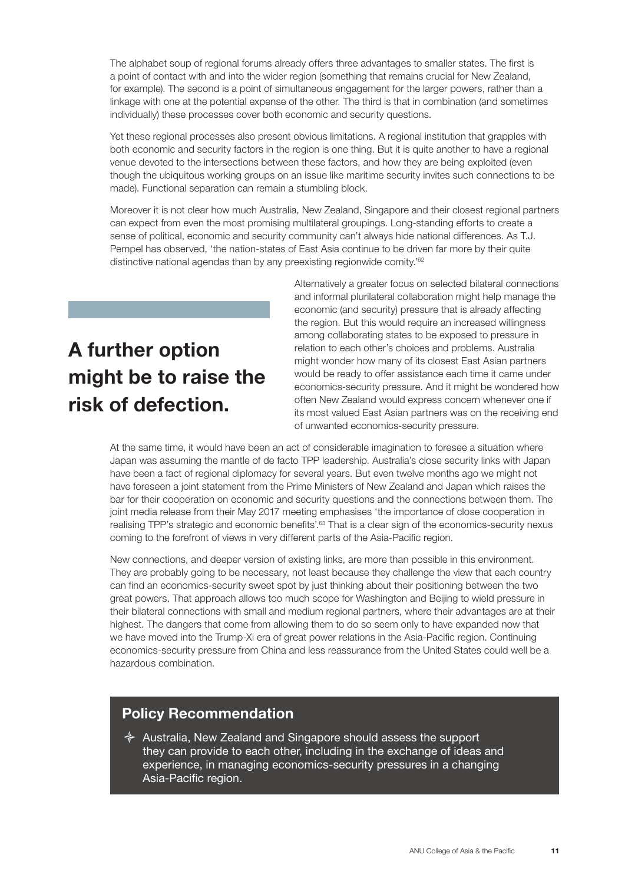The alphabet soup of regional forums already offers three advantages to smaller states. The first is a point of contact with and into the wider region (something that remains crucial for New Zealand, for example). The second is a point of simultaneous engagement for the larger powers, rather than a linkage with one at the potential expense of the other. The third is that in combination (and sometimes individually) these processes cover both economic and security questions.

Yet these regional processes also present obvious limitations. A regional institution that grapples with both economic and security factors in the region is one thing. But it is quite another to have a regional venue devoted to the intersections between these factors, and how they are being exploited (even though the ubiquitous working groups on an issue like maritime security invites such connections to be made). Functional separation can remain a stumbling block.

Moreover it is not clear how much Australia, New Zealand, Singapore and their closest regional partners can expect from even the most promising multilateral groupings. Long-standing efforts to create a sense of political, economic and security community can't always hide national differences. As T.J. Pempel has observed, 'the nation-states of East Asia continue to be driven far more by their quite distinctive national agendas than by any preexisting regionwide comity.'[62]

**A further option might be to raise the risk of defection.**

Alternatively a greater focus on selected bilateral connections and informal plurilateral collaboration might help manage the economic (and security) pressure that is already affecting the region. But this would require an increased willingness among collaborating states to be exposed to pressure in relation to each other's choices and problems. Australia might wonder how many of its closest East Asian partners would be ready to offer assistance each time it came under economics-security pressure. And it might be wondered how often New Zealand would express concern whenever one if its most valued East Asian partners was on the receiving end of unwanted economics-security pressure.

At the same time, it would have been an act of considerable imagination to foresee a situation where Japan was assuming the mantle of de facto TPP leadership. Australia's close security links with Japan have been a fact of regional diplomacy for several years. But even twelve months ago we might not have foreseen a joint statement from the Prime Ministers of New Zealand and Japan which raises the bar for their cooperation on economic and security questions and the connections between them. The joint media release from their May 2017 meeting emphasises 'the importance of close cooperation in realising TPP's strategic and economic benefits'.[63] That is a clear sign of the economics-security nexus coming to the forefront of views in very different parts of the Asia-Pacific region.

New connections, and deeper version of existing links, are more than possible in this environment. They are probably going to be necessary, not least because they challenge the view that each country can find an economics-security sweet spot by just thinking about their positioning between the two great powers. That approach allows too much scope for Washington and Beijing to wield pressure in their bilateral connections with small and medium regional partners, where their advantages are at their highest. The dangers that come from allowing them to do so seem only to have expanded now that we have moved into the Trump-Xi era of great power relations in the Asia-Pacific region. Continuing economics-security pressure from China and less reassurance from the United States could well be a hazardous combination.

### Policy Recommendation

- Australia, New Zealand and Singapore should assess the support they can provide to each other, including in the exchange of ideas and experience, in managing economics-security pressures in a changing Asia-Pacific region.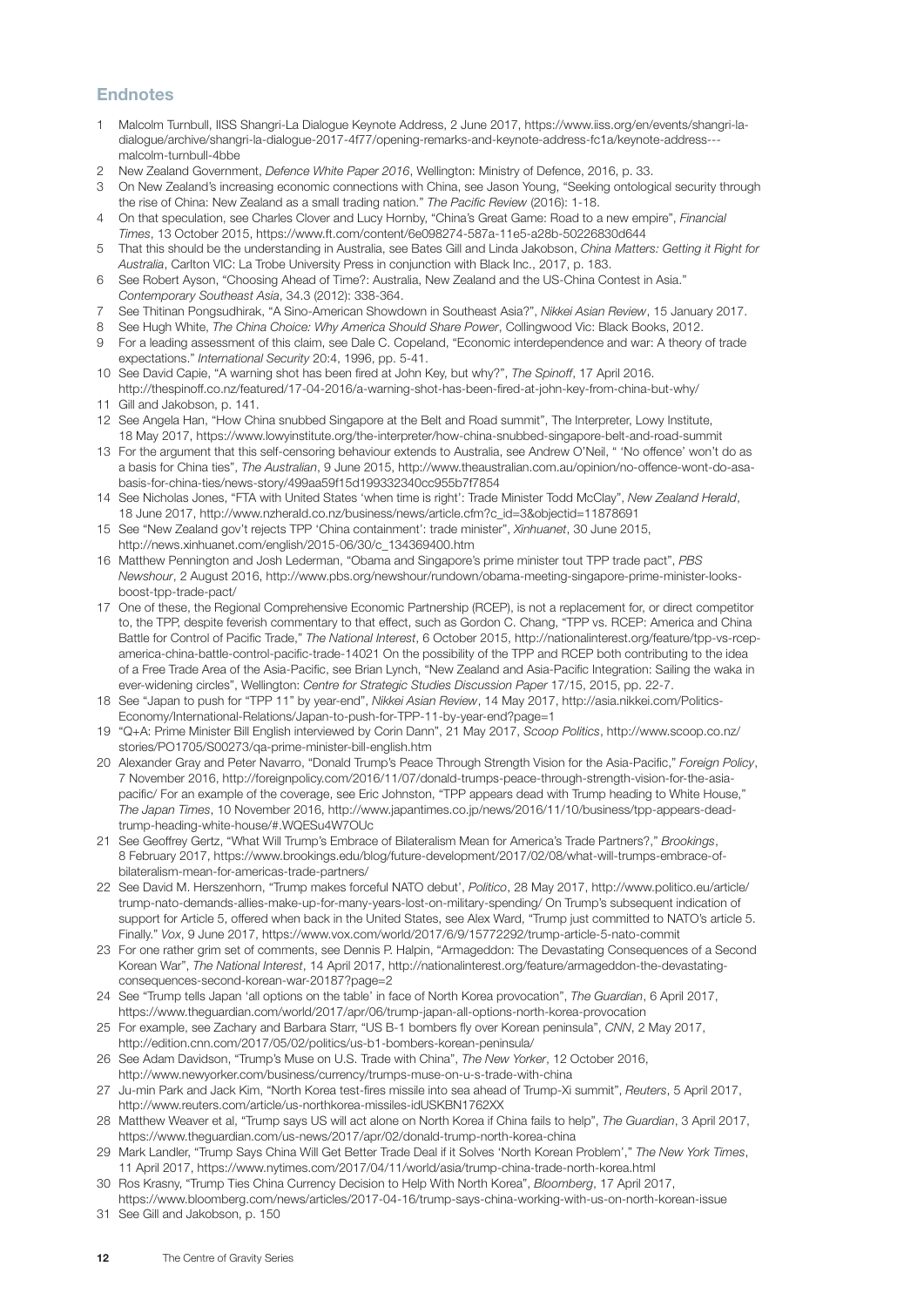## Endnotes

1 Malcolm Turnbull, IISS Shangri-La Dialogue Keynote Address, 2 June 2017, https://www.iiss.org/en/events/shangri-la-dialogue/archive/shangri-la-dialogue-2017-4f77/opening-remarks-and-keynote-address-fc1a/keynote-address---malcolm-turnbull-4bbe

2 New Zealand Government, *Defence White Paper 2016*, Wellington: Ministry of Defence, 2016, p. 33.

3 On New Zealand's increasing economic connections with China, see Jason Young, "Seeking ontological security through the rise of China: New Zealand as a small trading nation." *The Pacific Review* (2016): 1-18.

4 On that speculation, see Charles Clover and Lucy Hornby, "China's Great Game: Road to a new empire", *Financial Times*, 13 October 2015, https://www.ft.com/content/6e098274-587a-11e5-a28b-50226830d644

5 That this should be the understanding in Australia, see Bates Gill and Linda Jakobson, *China Matters: Getting it Right for Australia*, Carlton VIC: La Trobe University Press in conjunction with Black Inc., 2017, p. 183.

6 See Robert Ayson, "Choosing Ahead of Time?: Australia, New Zealand and the US-China Contest in Asia." *Contemporary Southeast Asia*, 34.3 (2012): 338-364.

7 See Thitinan Pongsudhirak, "A Sino-American Showdown in Southeast Asia?", *Nikkei Asian Review*, 15 January 2017.

8 See Hugh White, *The China Choice: Why America Should Share Power*, Collingwood Vic: Black Books, 2012.

9 For a leading assessment of this claim, see Dale C. Copeland, "Economic interdependence and war: A theory of trade expectations." *International Security* 20:4, 1996, pp. 5-41.

10 See David Capie, "A warning shot has been fired at John Key, but why?", *The Spinoff*, 17 April 2016. http://thespinoff.co.nz/featured/17-04-2016/a-warning-shot-has-been-fired-at-john-key-from-china-but-why/

11 Gill and Jakobson, p. 141.

12 See Angela Han, "How China snubbed Singapore at the Belt and Road summit", The Interpreter, Lowy Institute, 18 May 2017, https://www.lowyinstitute.org/the-interpreter/how-china-snubbed-singapore-belt-and-road-summit

13 For the argument that this self-censoring behaviour extends to Australia, see Andrew O'Neil, " 'No offence' won't do as a basis for China ties", *The Australian*, 9 June 2015, http://www.theaustralian.com.au/opinion/no-offence-wont-do-asa-basis-for-china-ties/news-story/499aa59f15d199332340cc955b7f7854

14 See Nicholas Jones, "FTA with United States 'when time is right': Trade Minister Todd McClay", *New Zealand Herald*, 18 June 2017, http://www.nzherald.co.nz/business/news/article.cfm?c_id=3&objectid=11878691

15 See "New Zealand gov't rejects TPP 'China containment': trade minister", *Xinhuanet*, 30 June 2015, http://news.xinhuanet.com/english/2015-06/30/c_134369400.htm

16 Matthew Pennington and Josh Lederman, "Obama and Singapore's prime minister tout TPP trade pact", *PBS Newshour*, 2 August 2016, http://www.pbs.org/newshour/rundown/obama-meeting-singapore-prime-minister-looks-boost-tpp-trade-pact/

17 One of these, the Regional Comprehensive Economic Partnership (RCEP), is not a replacement for, or direct competitor to, the TPP, despite feverish commentary to that effect, such as Gordon C. Chang, "TPP vs. RCEP: America and China Battle for Control of Pacific Trade," *The National Interest*, 6 October 2015, http://nationalinterest.org/feature/tpp-vs-rcep-america-china-battle-control-pacific-trade-14021 On the possibility of the TPP and RCEP both contributing to the idea of a Free Trade Area of the Asia-Pacific, see Brian Lynch, "New Zealand and Asia-Pacific Integration: Sailing the waka in ever-widening circles", Wellington: *Centre for Strategic Studies Discussion Paper* 17/15, 2015, pp. 22-7.

18 See "Japan to push for "TPP 11" by year-end", *Nikkei Asian Review*, 14 May 2017, http://asia.nikkei.com/Politics-Economy/International-Relations/Japan-to-push-for-TPP-11-by-year-end?page=1

19 "Q+A: Prime Minister Bill English interviewed by Corin Dann", 21 May 2017, *Scoop Politics*, http://www.scoop.co.nz/stories/PO1705/S00273/qa-prime-minister-bill-english.htm

20 Alexander Gray and Peter Navarro, "Donald Trump's Peace Through Strength Vision for the Asia-Pacific," *Foreign Policy*, 7 November 2016, http://foreignpolicy.com/2016/11/07/donald-trumps-peace-through-strength-vision-for-the-asia-pacific/ For an example of the coverage, see Eric Johnston, "TPP appears dead with Trump heading to White House," *The Japan Times*, 10 November 2016, http://www.japantimes.co.jp/news/2016/11/10/business/tpp-appears-dead-trump-heading-white-house/#.WQESu4W7OUc

21 See Geoffrey Gertz, "What Will Trump's Embrace of Bilateralism Mean for America's Trade Partners?," *Brookings*, 8 February 2017, https://www.brookings.edu/blog/future-development/2017/02/08/what-will-trumps-embrace-of-bilateralism-mean-for-americas-trade-partners/

22 See David M. Herszenhorn, "Trump makes forceful NATO debut', *Politico*, 28 May 2017, http://www.politico.eu/article/trump-nato-demands-allies-make-up-for-many-years-lost-on-military-spending/ On Trump's subsequent indication of support for Article 5, offered when back in the United States, see Alex Ward, "Trump just committed to NATO's article 5. Finally." *Vox*, 9 June 2017, https://www.vox.com/world/2017/6/9/15772292/trump-article-5-nato-commit

23 For one rather grim set of comments, see Dennis P. Halpin, "Armageddon: The Devastating Consequences of a Second Korean War", *The National Interest*, 14 April 2017, http://nationalinterest.org/feature/armageddon-the-devastating-consequences-second-korean-war-20187?page=2

24 See "Trump tells Japan 'all options on the table' in face of North Korea provocation", *The Guardian*, 6 April 2017, https://www.theguardian.com/world/2017/apr/06/trump-japan-all-options-north-korea-provocation

25 For example, see Zachary and Barbara Starr, "US B-1 bombers fly over Korean peninsula", *CNN*, 2 May 2017, http://edition.cnn.com/2017/05/02/politics/us-b1-bombers-korean-peninsula/

26 See Adam Davidson, "Trump's Muse on U.S. Trade with China", *The New Yorker*, 12 October 2016, http://www.newyorker.com/business/currency/trumps-muse-on-u-s-trade-with-china

27 Ju-min Park and Jack Kim, "North Korea test-fires missile into sea ahead of Trump-Xi summit", *Reuters*, 5 April 2017, http://www.reuters.com/article/us-northkorea-missiles-idUSKBN1762XX

28 Matthew Weaver et al, "Trump says US will act alone on North Korea if China fails to help", *The Guardian*, 3 April 2017, https://www.theguardian.com/us-news/2017/apr/02/donald-trump-north-korea-china

29 Mark Landler, "Trump Says China Will Get Better Trade Deal if it Solves 'North Korean Problem'," *The New York Times*, 11 April 2017, https://www.nytimes.com/2017/04/11/world/asia/trump-china-trade-north-korea.html

30 Ros Krasny, "Trump Ties China Currency Decision to Help With North Korea", *Bloomberg*, 17 April 2017, https://www.bloomberg.com/news/articles/2017-04-16/trump-says-china-working-with-us-on-north-korean-issue

31 See Gill and Jakobson, p. 150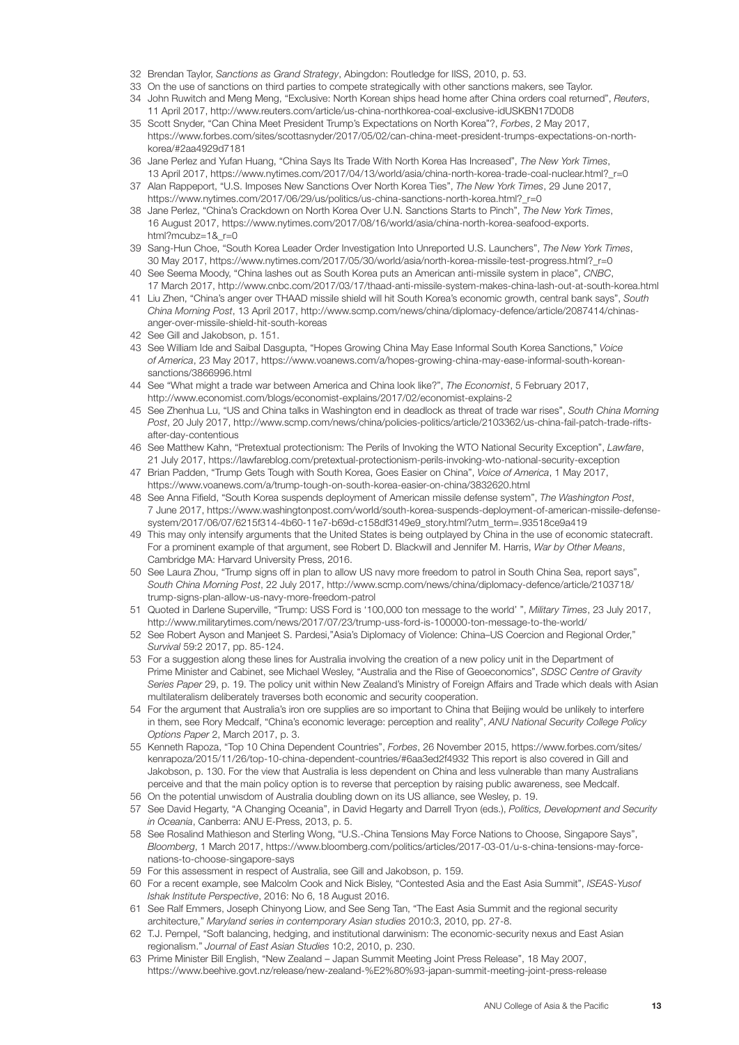32 Brendan Taylor, *Sanctions as Grand Strategy*, Abingdon: Routledge for IISS, 2010, p. 53.

33 On the use of sanctions on third parties to compete strategically with other sanctions makers, see Taylor.

34 John Ruwitch and Meng Meng, "Exclusive: North Korean ships head home after China orders coal returned", *Reuters*, 11 April 2017, http://www.reuters.com/article/us-china-northkorea-coal-exclusive-idUSKBN17D0D8

35 Scott Snyder, "Can China Meet President Trump's Expectations on North Korea"?, *Forbes*, 2 May 2017, https://www.forbes.com/sites/scottasnyder/2017/05/02/can-china-meet-president-trumps-expectations-on-north-korea/#2aa4929d7181

36 Jane Perlez and Yufan Huang, "China Says Its Trade With North Korea Has Increased", *The New York Times*, 13 April 2017, https://www.nytimes.com/2017/04/13/world/asia/china-north-korea-trade-coal-nuclear.html?_r=0

37 Alan Rappeport, "U.S. Imposes New Sanctions Over North Korea Ties", *The New York Times*, 29 June 2017, https://www.nytimes.com/2017/06/29/us/politics/us-china-sanctions-north-korea.html?_r=0

38 Jane Perlez, "China's Crackdown on North Korea Over U.N. Sanctions Starts to Pinch", *The New York Times*, 16 August 2017, https://www.nytimes.com/2017/08/16/world/asia/china-north-korea-seafood-exports.html?mcubz=1&_r=0

39 Sang-Hun Choe, "South Korea Leader Order Investigation Into Unreported U.S. Launchers", *The New York Times*, 30 May 2017, https://www.nytimes.com/2017/05/30/world/asia/north-korea-missile-test-progress.html?_r=0

40 See Seema Moody, "China lashes out as South Korea puts an American anti-missile system in place", *CNBC*, 17 March 2017, http://www.cnbc.com/2017/03/17/thaad-anti-missile-system-makes-china-lash-out-at-south-korea.html

41 Liu Zhen, "China's anger over THAAD missile shield will hit South Korea's economic growth, central bank says", *South China Morning Post*, 13 April 2017, http://www.scmp.com/news/china/diplomacy-defence/article/2087414/chinas-anger-over-missile-shield-hit-south-koreas

42 See Gill and Jakobson, p. 151.

43 See William Ide and Saibal Dasgupta, "Hopes Growing China May Ease Informal South Korea Sanctions," *Voice of America*, 23 May 2017, https://www.voanews.com/a/hopes-growing-china-may-ease-informal-south-korean-sanctions/3866996.html

44 See "What might a trade war between America and China look like?", *The Economist*, 5 February 2017, http://www.economist.com/blogs/economist-explains/2017/02/economist-explains-2

45 See Zhenhua Lu, "US and China talks in Washington end in deadlock as threat of trade war rises", *South China Morning Post*, 20 July 2017, http://www.scmp.com/news/china/policies-politics/article/2103362/us-china-fail-patch-trade-rifts-after-day-contentious

46 See Matthew Kahn, "Pretextual protectionism: The Perils of Invoking the WTO National Security Exception", *Lawfare*, 21 July 2017, https://lawfareblog.com/pretextual-protectionism-perils-invoking-wto-national-security-exception

47 Brian Padden, "Trump Gets Tough with South Korea, Goes Easier on China", *Voice of America*, 1 May 2017, https://www.voanews.com/a/trump-tough-on-south-korea-easier-on-china/3832620.html

48 See Anna Fifield, "South Korea suspends deployment of American missile defense system", *The Washington Post*, 7 June 2017, https://www.washingtonpost.com/world/south-korea-suspends-deployment-of-american-missile-defense-system/2017/06/07/6215f314-4b60-11e7-b69d-c158df3149e9_story.html?utm_term=.93518ce9a419

49 This may only intensify arguments that the United States is being outplayed by China in the use of economic statecraft. For a prominent example of that argument, see Robert D. Blackwill and Jennifer M. Harris, *War by Other Means*, Cambridge MA: Harvard University Press, 2016.

50 See Laura Zhou, "Trump signs off in plan to allow US navy more freedom to patrol in South China Sea, report says", *South China Morning Post*, 22 July 2017, http://www.scmp.com/news/china/diplomacy-defence/article/2103718/trump-signs-plan-allow-us-navy-more-freedom-patrol

51 Quoted in Darlene Superville, "Trump: USS Ford is '100,000 ton message to the world' ", *Military Times*, 23 July 2017, http://www.militarytimes.com/news/2017/07/23/trump-uss-ford-is-100000-ton-message-to-the-world/

52 See Robert Ayson and Manjeet S. Pardesi,"Asia's Diplomacy of Violence: China–US Coercion and Regional Order," *Survival* 59:2 2017, pp. 85-124.

53 For a suggestion along these lines for Australia involving the creation of a new policy unit in the Department of Prime Minister and Cabinet, see Michael Wesley, "Australia and the Rise of Geoeconomics", *SDSC Centre of Gravity Series Paper* 29, p. 19. The policy unit within New Zealand's Ministry of Foreign Affairs and Trade which deals with Asian multilateralism deliberately traverses both economic and security cooperation.

54 For the argument that Australia's iron ore supplies are so important to China that Beijing would be unlikely to interfere in them, see Rory Medcalf, "China's economic leverage: perception and reality", *ANU National Security College Policy Options Paper* 2, March 2017, p. 3.

55 Kenneth Rapoza, "Top 10 China Dependent Countries", *Forbes*, 26 November 2015, https://www.forbes.com/sites/kenrapoza/2015/11/26/top-10-china-dependent-countries/#6aa3ed2f4932 This report is also covered in Gill and Jakobson, p. 130. For the view that Australia is less dependent on China and less vulnerable than many Australians perceive and that the main policy option is to reverse that perception by raising public awareness, see Medcalf.

56 On the potential unwisdom of Australia doubling down on its US alliance, see Wesley, p. 19.

57 See David Hegarty, "A Changing Oceania", in David Hegarty and Darrell Tryon (eds.), *Politics, Development and Security in Oceania*, Canberra: ANU E-Press, 2013, p. 5.

58 See Rosalind Mathieson and Sterling Wong, "U.S.-China Tensions May Force Nations to Choose, Singapore Says", *Bloomberg*, 1 March 2017, https://www.bloomberg.com/politics/articles/2017-03-01/u-s-china-tensions-may-force-nations-to-choose-singapore-says

59 For this assessment in respect of Australia, see Gill and Jakobson, p. 159.

60 For a recent example, see Malcolm Cook and Nick Bisley, "Contested Asia and the East Asia Summit", *ISEAS-Yusof Ishak Institute Perspective*, 2016: No 6, 18 August 2016.

61 See Ralf Emmers, Joseph Chinyong Liow, and See Seng Tan, "The East Asia Summit and the regional security architecture," *Maryland series in contemporary Asian studies* 2010:3, 2010, pp. 27-8.

62 T.J. Pempel, "Soft balancing, hedging, and institutional darwinism: The economic-security nexus and East Asian regionalism." *Journal of East Asian Studies* 10:2, 2010, p. 230.

63 Prime Minister Bill English, "New Zealand – Japan Summit Meeting Joint Press Release", 18 May 2007, https://www.beehive.govt.nz/release/new-zealand-%E2%80%93-japan-summit-meeting-joint-press-release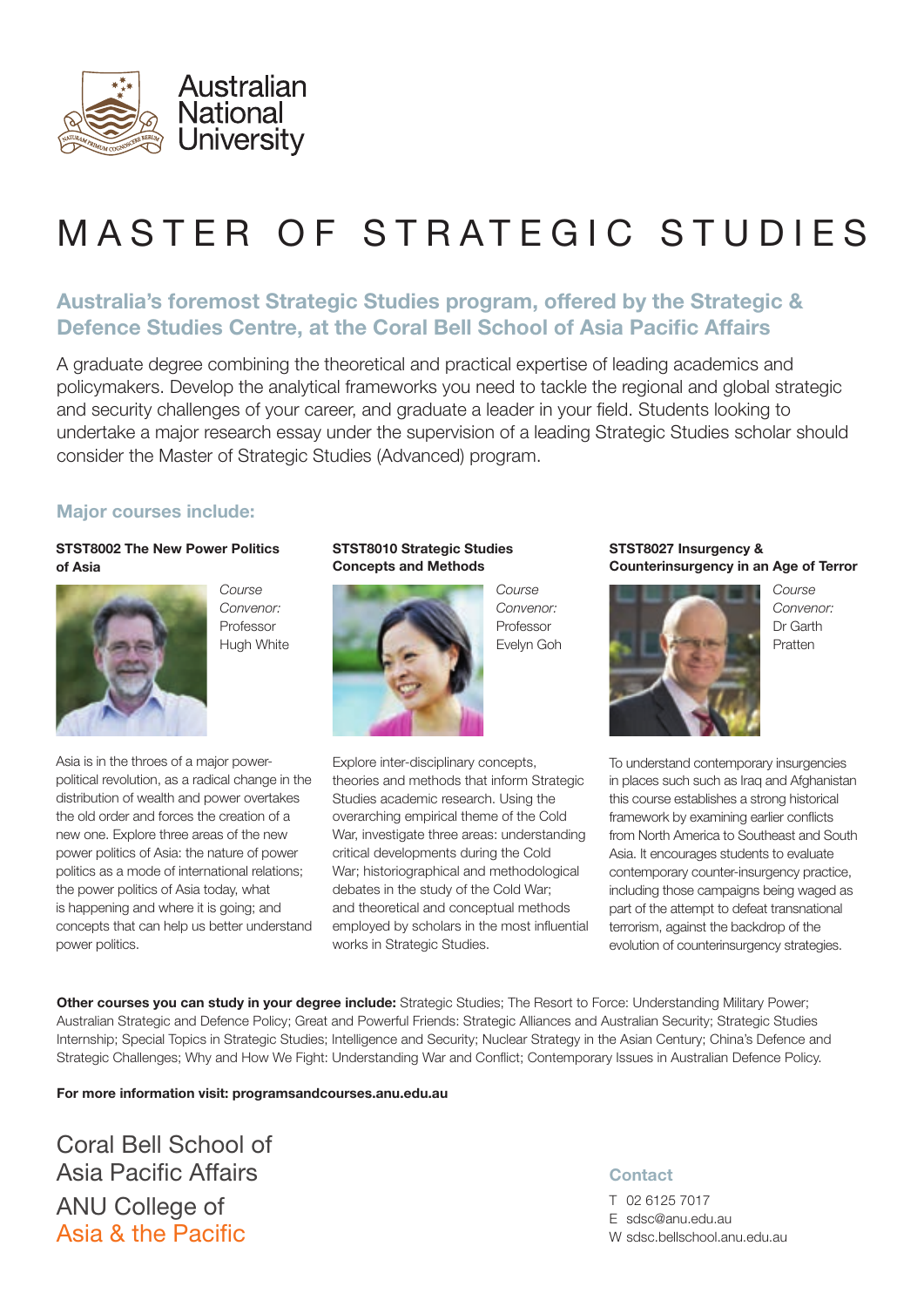Australian National University

# MASTER OF STRATEGIC STUDIES

## Australia's foremost Strategic Studies program, offered by the Strategic & Defence Studies Centre, at the Coral Bell School of Asia Pacific Affairs

A graduate degree combining the theoretical and practical expertise of leading academics and policymakers. Develop the analytical frameworks you need to tackle the regional and global strategic and security challenges of your career, and graduate a leader in your field. Students looking to undertake a major research essay under the supervision of a leading Strategic Studies scholar should consider the Master of Strategic Studies (Advanced) program.

### Major courses include:

**STST8002 The New Power Politics of Asia**

*Course Convenor:* Professor Hugh White

Asia is in the throes of a major power-political revolution, as a radical change in the distribution of wealth and power overtakes the old order and forces the creation of a new one. Explore three areas of the new power politics of Asia: the nature of power politics as a mode of international relations; the power politics of Asia today, what is happening and where it is going; and concepts that can help us better understand power politics.

**STST8010 Strategic Studies Concepts and Methods**

*Course Convenor:* Professor Evelyn Goh

Explore inter-disciplinary concepts, theories and methods that inform Strategic Studies academic research. Using the overarching empirical theme of the Cold War, investigate three areas: understanding critical developments during the Cold War; historiographical and methodological debates in the study of the Cold War; and theoretical and conceptual methods employed by scholars in the most influential works in Strategic Studies.

**STST8027 Insurgency & Counterinsurgency in an Age of Terror**

*Course Convenor:* Dr Garth Pratten

To understand contemporary insurgencies in places such such as Iraq and Afghanistan this course establishes a strong historical framework by examining earlier conflicts from North America to Southeast and South Asia. It encourages students to evaluate contemporary counter-insurgency practice, including those campaigns being waged as part of the attempt to defeat transnational terrorism, against the backdrop of the evolution of counterinsurgency strategies.

**Other courses you can study in your degree include:** Strategic Studies; The Resort to Force: Understanding Military Power; Australian Strategic and Defence Policy; Great and Powerful Friends: Strategic Alliances and Australian Security; Strategic Studies Internship; Special Topics in Strategic Studies; Intelligence and Security; Nuclear Strategy in the Asian Century; China's Defence and Strategic Challenges; Why and How We Fight: Understanding War and Conflict; Contemporary Issues in Australian Defence Policy.

**For more information visit: programsandcourses.anu.edu.au**

Coral Bell School of Asia Pacific Affairs

ANU College of Asia & the Pacific

### Contact

T 02 6125 7017

E sdsc@anu.edu.au

W sdsc.bellschool.anu.edu.au